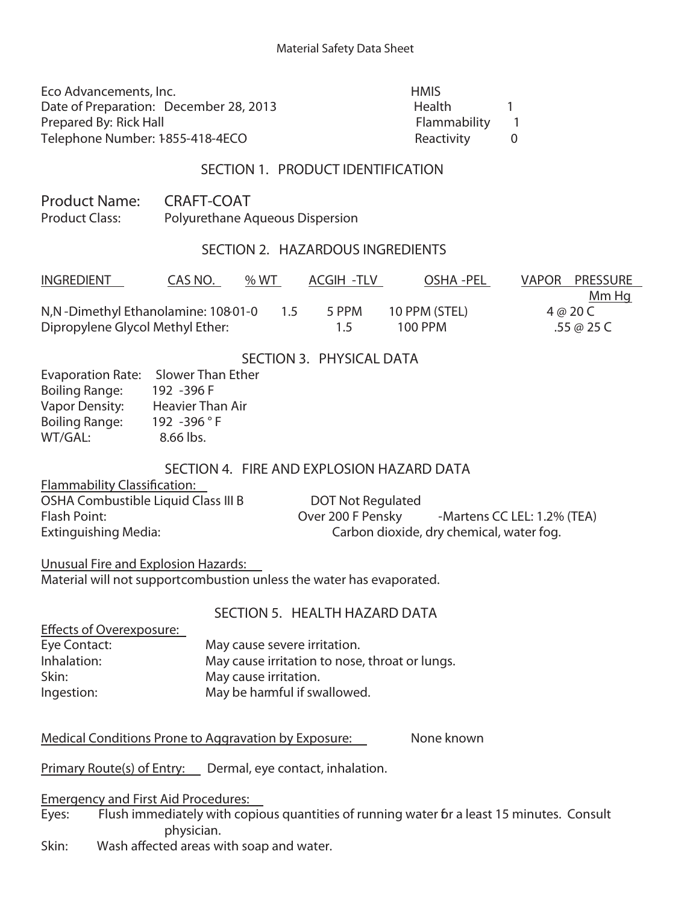Material Safety Data Sheet

Eco Advancements, Inc.
Date of Preparation: December 28, 2013
Prepared By: Rick Hall
Telephone Number: 1-855-418-4ECO

| HMIS | |
|---|---|
| Health | 1 |
| Flammability | 1 |
| Reactivity | 0 |

## SECTION 1. PRODUCT IDENTIFICATION

**Product Name:** CRAFT-COAT
**Product Class:** Polyurethane Aqueous Dispersion

## SECTION 2. HAZARDOUS INGREDIENTS

| INGREDIENT | CAS NO. | % WT | ACGIH -TLV | OSHA -PEL | VAPOR PRESSURE Mm Hg |
|---|---|---|---|---|---|
| N,N -Dimethyl Ethanolamine: | 108-01-0 | 1.5 | 5 PPM | 10 PPM (STEL) | 4 @ 20 C |
| Dipropylene Glycol Methyl Ether: | | 1.5 | 100 PPM | | .55 @ 25 C |

## SECTION 3. PHYSICAL DATA

Evaporation Rate: Slower Than Ether
Boiling Range: 192 -396 F
Vapor Density: Heavier Than Air
Boiling Range: 192 -396 ° F
WT/GAL: 8.66 lbs.

## SECTION 4. FIRE AND EXPLOSION HAZARD DATA

Flammability Classification:
OSHA Combustible Liquid Class III B DOT Not Regulated
Flash Point: Over 200 F Pensky -Martens CC LEL: 1.2% (TEA)
Extinguishing Media: Carbon dioxide, dry chemical, water fog.

Unusual Fire and Explosion Hazards:
Material will not support combustion unless the water has evaporated.

## SECTION 5. HEALTH HAZARD DATA

Effects of Overexposure:
Eye Contact: May cause severe irritation.
Inhalation: May cause irritation to nose, throat or lungs.
Skin: May cause irritation.
Ingestion: May be harmful if swallowed.

Medical Conditions Prone to Aggravation by Exposure: None known

Primary Route(s) of Entry: Dermal, eye contact, inhalation.

Emergency and First Aid Procedures:
Eyes: Flush immediately with copious quantities of running water for a least 15 minutes. Consult physician.
Skin: Wash affected areas with soap and water.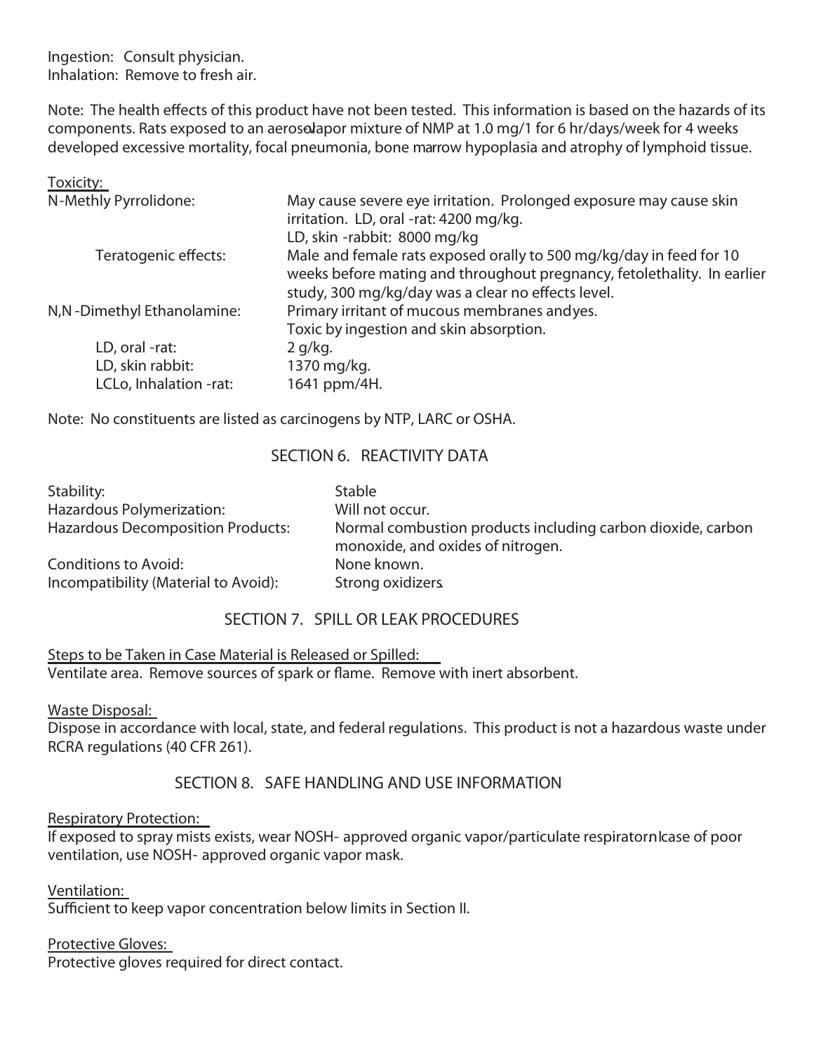Ingestion: Consult physician.
Inhalation: Remove to fresh air.

Note: The health effects of this product have not been tested. This information is based on the hazards of its components. Rats exposed to an aerosol/vapor mixture of NMP at 1.0 mg/1 for 6 hr/days/week for 4 weeks developed excessive mortality, focal pneumonia, bone marrow hypoplasia and atrophy of lymphoid tissue.

Toxicity:

| | |
|---|---|
| N-Methly Pyrrolidone: | May cause severe eye irritation. Prolonged exposure may cause skin irritation. LD, oral -rat: 4200 mg/kg. LD, skin -rabbit: 8000 mg/kg |
| Teratogenic effects: | Male and female rats exposed orally to 500 mg/kg/day in feed for 10 weeks before mating and throughout pregnancy, fetolethality. In earlier study, 300 mg/kg/day was a clear no effects level. |
| N,N -Dimethyl Ethanolamine: | Primary irritant of mucous membranes andyes. Toxic by ingestion and skin absorption. |
| LD, oral -rat: | 2 g/kg. |
| LD, skin rabbit: | 1370 mg/kg. |
| LCLo, Inhalation -rat: | 1641 ppm/4H. |

Note: No constituents are listed as carcinogens by NTP, LARC or OSHA.

## SECTION 6. REACTIVITY DATA

| | |
|---|---|
| Stability: | Stable |
| Hazardous Polymerization: | Will not occur. |
| Hazardous Decomposition Products: | Normal combustion products including carbon dioxide, carbon monoxide, and oxides of nitrogen. |
| Conditions to Avoid: | None known. |
| Incompatibility (Material to Avoid): | Strong oxidizers. |

## SECTION 7. SPILL OR LEAK PROCEDURES

Steps to be Taken in Case Material is Released or Spilled:
Ventilate area. Remove sources of spark or flame. Remove with inert absorbent.

Waste Disposal:
Dispose in accordance with local, state, and federal regulations. This product is not a hazardous waste under RCRA regulations (40 CFR 261).

## SECTION 8. SAFE HANDLING AND USE INFORMATION

Respiratory Protection:
If exposed to spray mists exists, wear NOSH- approved organic vapor/particulate respiratorn Icase of poor ventilation, use NOSH- approved organic vapor mask.

Ventilation:
Sufficient to keep vapor concentration below limits in Section II.

Protective Gloves:
Protective gloves required for direct contact.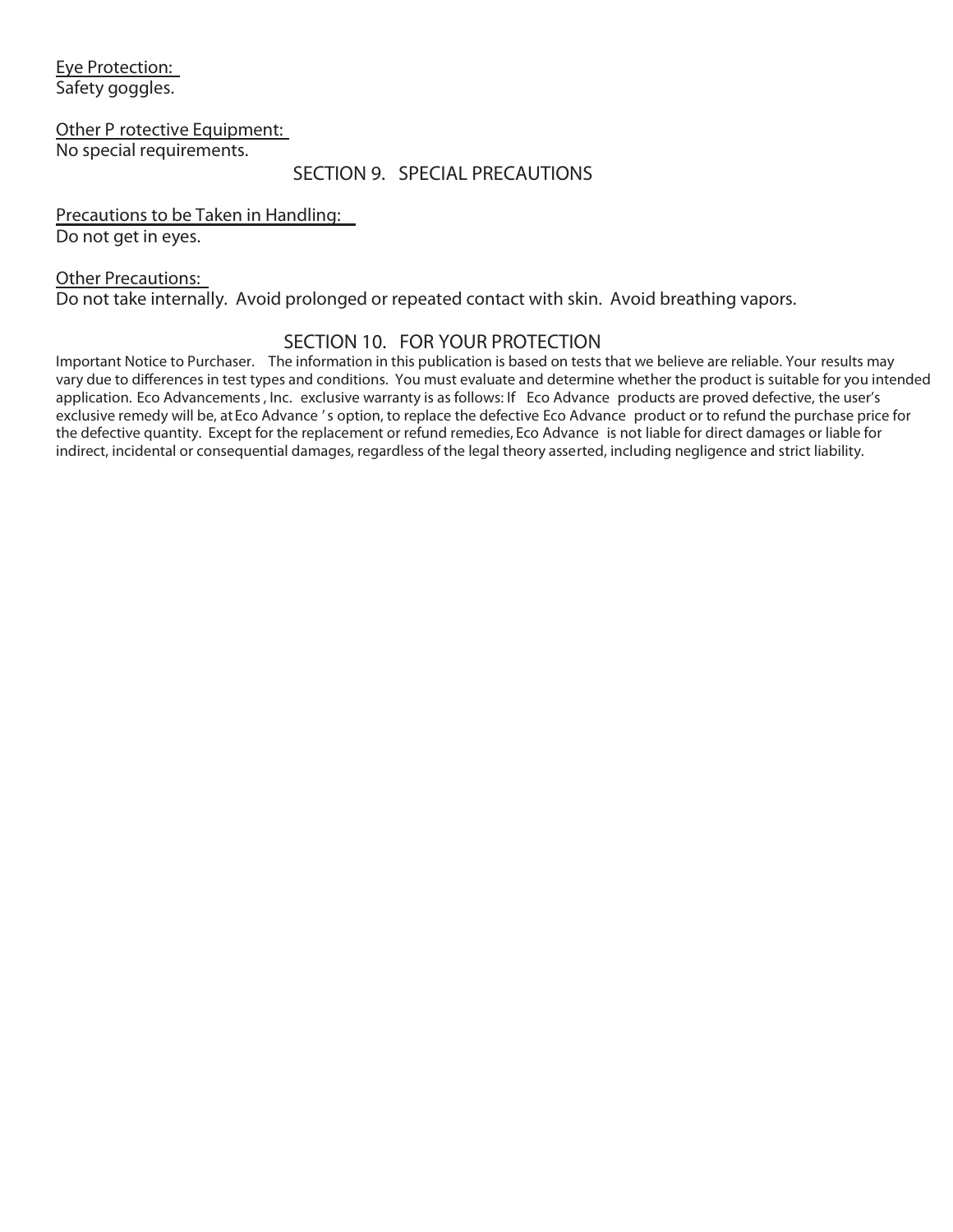Eye Protection:
Safety goggles.

Other P rotective Equipment:
No special requirements.

## SECTION 9. SPECIAL PRECAUTIONS

Precautions to be Taken in Handling:
Do not get in eyes.

Other Precautions:
Do not take internally. Avoid prolonged or repeated contact with skin. Avoid breathing vapors.

## SECTION 10. FOR YOUR PROTECTION

Important Notice to Purchaser. The information in this publication is based on tests that we believe are reliable. Your results may vary due to differences in test types and conditions. You must evaluate and determine whether the product is suitable for you intended application. Eco Advancements , Inc. exclusive warranty is as follows: If Eco Advance products are proved defective, the user's exclusive remedy will be, at Eco Advance ' s option, to replace the defective Eco Advance product or to refund the purchase price for the defective quantity. Except for the replacement or refund remedies, Eco Advance is not liable for direct damages or liable for indirect, incidental or consequential damages, regardless of the legal theory asserted, including negligence and strict liability.